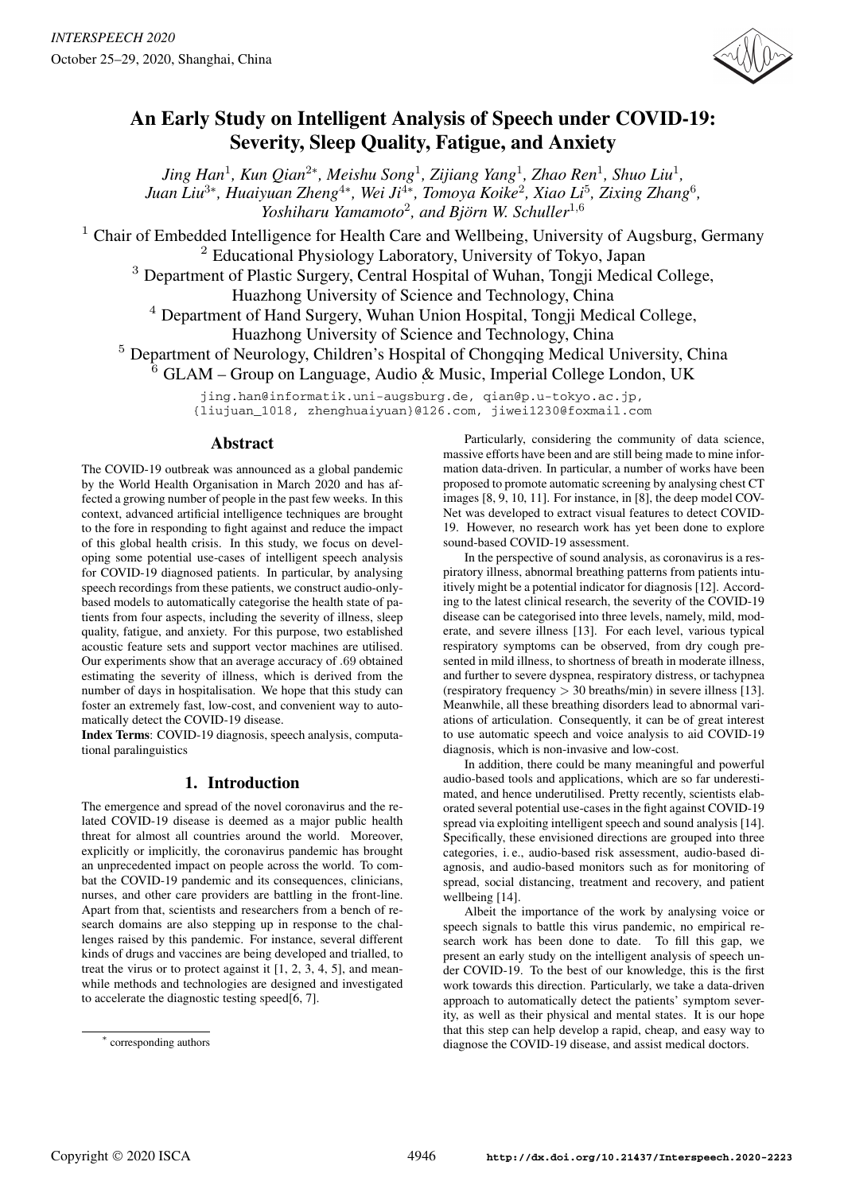# An Early Study on Intelligent Analysis of Speech under COVID-19: Severity, Sleep Quality, Fatigue, and Anxiety

*Jing Han*[1], *Kun Qian*[2*], *Meishu Song*[1], *Zijiang Yang*[1], *Zhao Ren*[1], *Shuo Liu*[1], *Juan Liu*[3*], *Huaiyuan Zheng*[4*], *Wei Ji*[4*], *Tomoya Koike*[2], *Xiao Li*[5], *Zixing Zhang*[6], *Yoshiharu Yamamoto*[2], *and Björn W. Schuller*[1,6]

[1] Chair of Embedded Intelligence for Health Care and Wellbeing, University of Augsburg, Germany
[2] Educational Physiology Laboratory, University of Tokyo, Japan
[3] Department of Plastic Surgery, Central Hospital of Wuhan, Tongji Medical College, Huazhong University of Science and Technology, China
[4] Department of Hand Surgery, Wuhan Union Hospital, Tongji Medical College, Huazhong University of Science and Technology, China
[5] Department of Neurology, Children's Hospital of Chongqing Medical University, China
[6] GLAM – Group on Language, Audio & Music, Imperial College London, UK

jing.han@informatik.uni-augsburg.de, qian@p.u-tokyo.ac.jp, {liujuan_1018, zhenghuaiyuan}@126.com, jiwei1230@foxmail.com

## Abstract

The COVID-19 outbreak was announced as a global pandemic by the World Health Organisation in March 2020 and has affected a growing number of people in the past few weeks. In this context, advanced artificial intelligence techniques are brought to the fore in responding to fight against and reduce the impact of this global health crisis. In this study, we focus on developing some potential use-cases of intelligent speech analysis for COVID-19 diagnosed patients. In particular, by analysing speech recordings from these patients, we construct audio-only-based models to automatically categorise the health state of patients from four aspects, including the severity of illness, sleep quality, fatigue, and anxiety. For this purpose, two established acoustic feature sets and support vector machines are utilised. Our experiments show that an average accuracy of .69 obtained estimating the severity of illness, which is derived from the number of days in hospitalisation. We hope that this study can foster an extremely fast, low-cost, and convenient way to automatically detect the COVID-19 disease.

**Index Terms**: COVID-19 diagnosis, speech analysis, computational paralinguistics

## 1. Introduction

The emergence and spread of the novel coronavirus and the related COVID-19 disease is deemed as a major public health threat for almost all countries around the world. Moreover, explicitly or implicitly, the coronavirus pandemic has brought an unprecedented impact on people across the world. To combat the COVID-19 pandemic and its consequences, clinicians, nurses, and other care providers are battling in the front-line. Apart from that, scientists and researchers from a bench of research domains are also stepping up in response to the challenges raised by this pandemic. For instance, several different kinds of drugs and vaccines are being developed and trialled, to treat the virus or to protect against it [1, 2, 3, 4, 5], and meanwhile methods and technologies are designed and investigated to accelerate the diagnostic testing speed[6, 7].

Particularly, considering the community of data science, massive efforts have been and are still being made to mine information data-driven. In particular, a number of works have been proposed to promote automatic screening by analysing chest CT images [8, 9, 10, 11]. For instance, in [8], the deep model COV-Net was developed to extract visual features to detect COVID-19. However, no research work has yet been done to explore sound-based COVID-19 assessment.

In the perspective of sound analysis, as coronavirus is a respiratory illness, abnormal breathing patterns from patients intuitively might be a potential indicator for diagnosis [12]. According to the latest clinical research, the severity of the COVID-19 disease can be categorised into three levels, namely, mild, moderate, and severe illness [13]. For each level, various typical respiratory symptoms can be observed, from dry cough presented in mild illness, to shortness of breath in moderate illness, and further to severe dyspnea, respiratory distress, or tachypnea (respiratory frequency $> 30$ breaths/min) in severe illness [13]. Meanwhile, all these breathing disorders lead to abnormal variations of articulation. Consequently, it can be of great interest to use automatic speech and voice analysis to aid COVID-19 diagnosis, which is non-invasive and low-cost.

In addition, there could be many meaningful and powerful audio-based tools and applications, which are so far underestimated, and hence underutilised. Pretty recently, scientists elaborated several potential use-cases in the fight against COVID-19 spread via exploiting intelligent speech and sound analysis [14]. Specifically, these envisioned directions are grouped into three categories, i. e., audio-based risk assessment, audio-based diagnosis, and audio-based monitors such as for monitoring of spread, social distancing, treatment and recovery, and patient wellbeing [14].

Albeit the importance of the work by analysing voice or speech signals to battle this virus pandemic, no empirical research work has been done to date. To fill this gap, we present an early study on the intelligent analysis of speech under COVID-19. To the best of our knowledge, this is the first work towards this direction. Particularly, we take a data-driven approach to automatically detect the patients' symptom severity, as well as their physical and mental states. It is our hope that this step can help develop a rapid, cheap, and easy way to diagnose the COVID-19 disease, and assist medical doctors.

* corresponding authors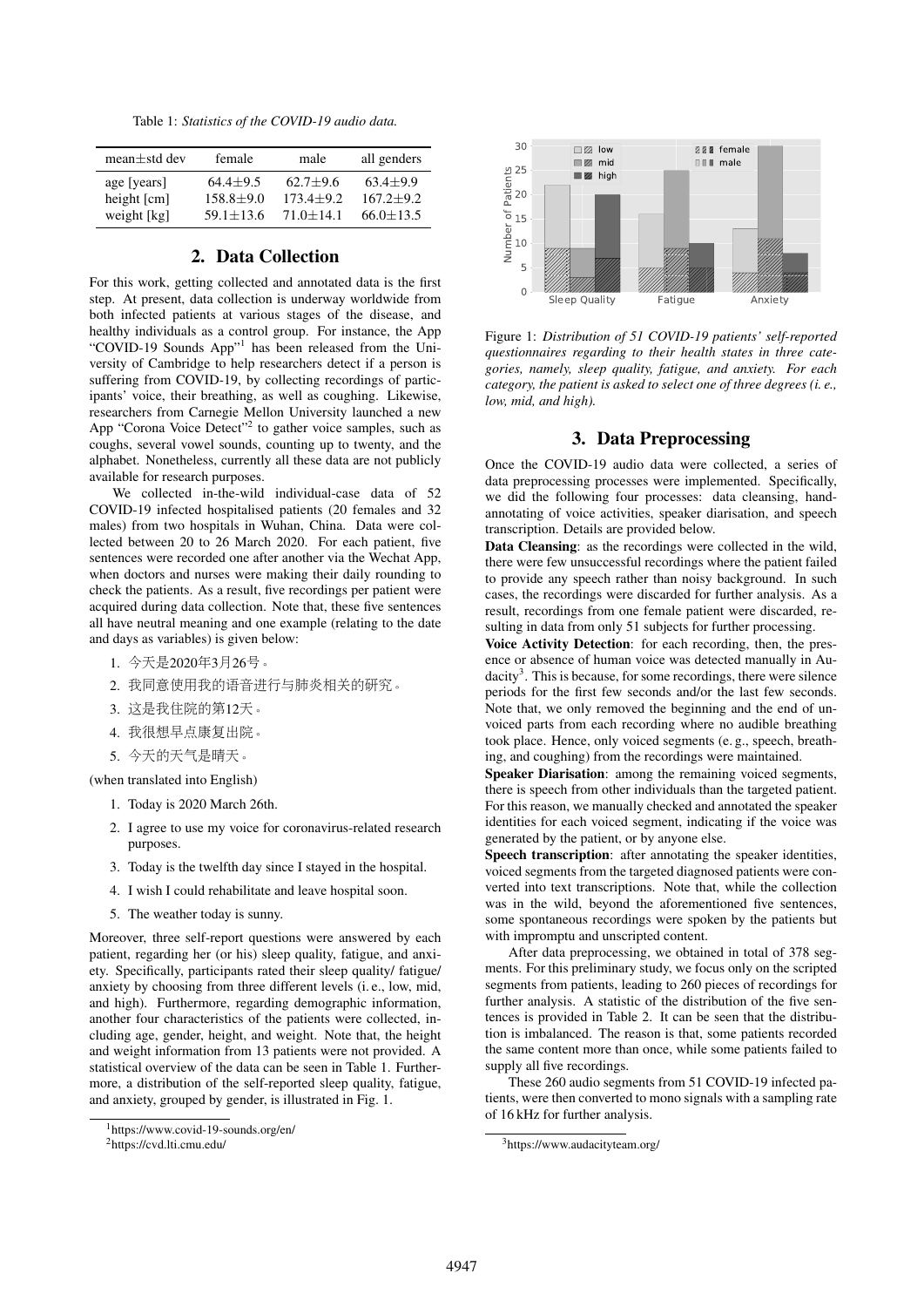Table 1: *Statistics of the COVID-19 audio data.*

| mean±std dev | female | male | all genders |
|---|---|---|---|
| age [years] | 64.4±9.5 | 62.7±9.6 | 63.4±9.9 |
| height [cm] | 158.8±9.0 | 173.4±9.2 | 167.2±9.2 |
| weight [kg] | 59.1±13.6 | 71.0±14.1 | 66.0±13.5 |

## 2. Data Collection

For this work, getting collected and annotated data is the first step. At present, data collection is underway worldwide from both infected patients at various stages of the disease, and healthy individuals as a control group. For instance, the App "COVID-19 Sounds App"[1] has been released from the University of Cambridge to help researchers detect if a person is suffering from COVID-19, by collecting recordings of participants' voice, their breathing, as well as coughing. Likewise, researchers from Carnegie Mellon University launched a new App "Corona Voice Detect"[2] to gather voice samples, such as coughs, several vowel sounds, counting up to twenty, and the alphabet. Nonetheless, currently all these data are not publicly available for research purposes.

We collected in-the-wild individual-case data of 52 COVID-19 infected hospitalised patients (20 females and 32 males) from two hospitals in Wuhan, China. Data were collected between 20 to 26 March 2020. For each patient, five sentences were recorded one after another via the Wechat App, when doctors and nurses were making their daily rounding to check the patients. As a result, five recordings per patient were acquired during data collection. Note that, these five sentences all have neutral meaning and one example (relating to the date and days as variables) is given below:

1. 今天是2020年3月26号。
2. 我同意使用我的语音进行与肺炎相关的研究。
3. 这是我住院的第12天。
4. 我很想早点康复出院。
5. 今天的天气是晴天。

(when translated into English)

1. Today is 2020 March 26th.
2. I agree to use my voice for coronavirus-related research purposes.
3. Today is the twelfth day since I stayed in the hospital.
4. I wish I could rehabilitate and leave hospital soon.
5. The weather today is sunny.

Moreover, three self-report questions were answered by each patient, regarding her (or his) sleep quality, fatigue, and anxiety. Specifically, participants rated their sleep quality/ fatigue/ anxiety by choosing from three different levels (i. e., low, mid, and high). Furthermore, regarding demographic information, another four characteristics of the patients were collected, including age, gender, height, and weight. Note that, the height and weight information from 13 patients were not provided. A statistical overview of the data can be seen in Table 1. Furthermore, a distribution of the self-reported sleep quality, fatigue, and anxiety, grouped by gender, is illustrated in Fig. 1.

[1] https://www.covid-19-sounds.org/en/

[2] https://cvd.lti.cmu.edu/

Figure 1: *Distribution of 51 COVID-19 patients' self-reported questionnaires regarding to their health states in three categories, namely, sleep quality, fatigue, and anxiety. For each category, the patient is asked to select one of three degrees (i. e., low, mid, and high).*

## 3. Data Preprocessing

Once the COVID-19 audio data were collected, a series of data preprocessing processes were implemented. Specifically, we did the following four processes: data cleansing, hand-annotating of voice activities, speaker diarisation, and speech transcription. Details are provided below.

**Data Cleansing**: as the recordings were collected in the wild, there were few unsuccessful recordings where the patient failed to provide any speech rather than noisy background. In such cases, the recordings were discarded for further analysis. As a result, recordings from one female patient were discarded, resulting in data from only 51 subjects for further processing.

**Voice Activity Detection**: for each recording, then, the presence or absence of human voice was detected manually in Audacity[3]. This is because, for some recordings, there were silence periods for the first few seconds and/or the last few seconds. Note that, we only removed the beginning and the end of unvoiced parts from each recording where no audible breathing took place. Hence, only voiced segments (e. g., speech, breathing, and coughing) from the recordings were maintained.

**Speaker Diarisation**: among the remaining voiced segments, there is speech from other individuals than the targeted patient. For this reason, we manually checked and annotated the speaker identities for each voiced segment, indicating if the voice was generated by the patient, or by anyone else.

**Speech transcription**: after annotating the speaker identities, voiced segments from the targeted diagnosed patients were converted into text transcriptions. Note that, while the collection was in the wild, beyond the aforementioned five sentences, some spontaneous recordings were spoken by the patients but with impromptu and unscripted content.

After data preprocessing, we obtained in total of 378 segments. For this preliminary study, we focus only on the scripted segments from patients, leading to 260 pieces of recordings for further analysis. A statistic of the distribution of the five sentences is provided in Table 2. It can be seen that the distribution is imbalanced. The reason is that, some patients recorded the same content more than once, while some patients failed to supply all five recordings.

These 260 audio segments from 51 COVID-19 infected patients, were then converted to mono signals with a sampling rate of 16 kHz for further analysis.

[3] https://www.audacityteam.org/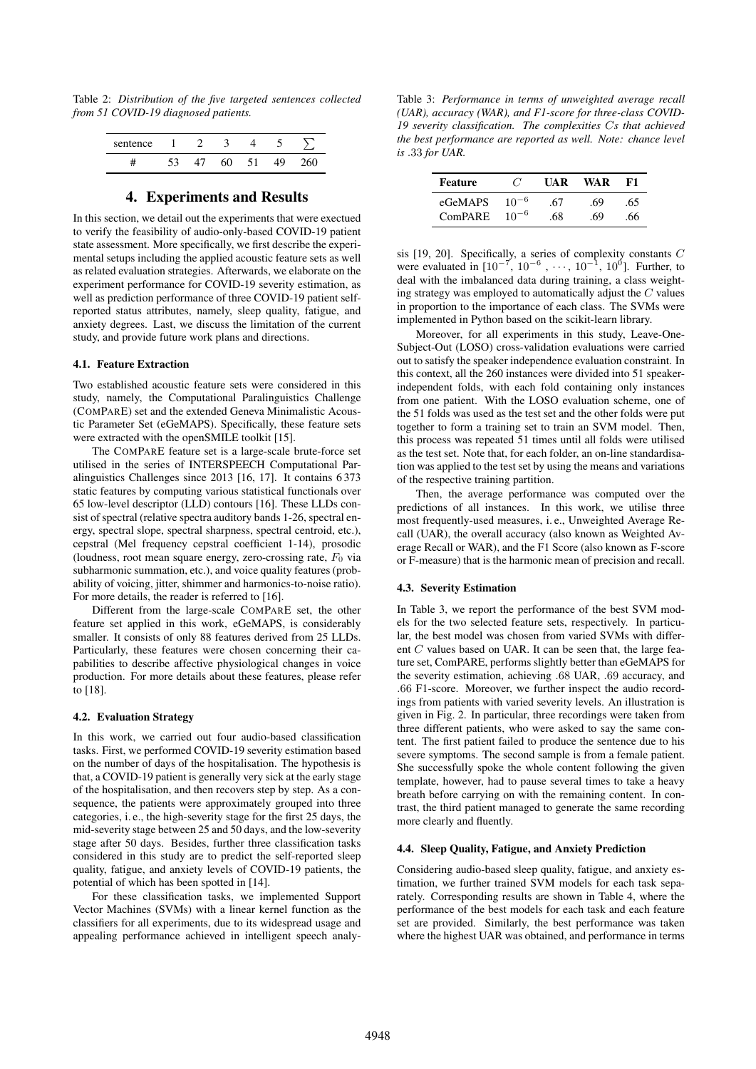Table 2: *Distribution of the five targeted sentences collected from 51 COVID-19 diagnosed patients.*

| sentence | 1 | 2 | 3 | 4 | 5 | $\sum$ |
|---|---|---|---|---|---|---|
| # | 53 | 47 | 60 | 51 | 49 | 260 |

## 4. Experiments and Results

In this section, we detail out the experiments that were exectued to verify the feasibility of audio-only-based COVID-19 patient state assessment. More specifically, we first describe the experimental setups including the applied acoustic feature sets as well as related evaluation strategies. Afterwards, we elaborate on the experiment performance for COVID-19 severity estimation, as well as prediction performance of three COVID-19 patient self-reported status attributes, namely, sleep quality, fatigue, and anxiety degrees. Last, we discuss the limitation of the current study, and provide future work plans and directions.

### 4.1. Feature Extraction

Two established acoustic feature sets were considered in this study, namely, the Computational Paralinguistics Challenge (COMPARE) set and the extended Geneva Minimalistic Acoustic Parameter Set (eGeMAPS). Specifically, these feature sets were extracted with the openSMILE toolkit [15].

The COMPARE feature set is a large-scale brute-force set utilised in the series of INTERSPEECH Computational Paralinguistics Challenges since 2013 [16, 17]. It contains 6 373 static features by computing various statistical functionals over 65 low-level descriptor (LLD) contours [16]. These LLDs consist of spectral (relative spectra auditory bands 1-26, spectral energy, spectral slope, spectral sharpness, spectral centroid, etc.), cepstral (Mel frequency cepstral coefficient 1-14), prosodic (loudness, root mean square energy, zero-crossing rate, $F_0$ via subharmonic summation, etc.), and voice quality features (probability of voicing, jitter, shimmer and harmonics-to-noise ratio). For more details, the reader is referred to [16].

Different from the large-scale COMPARE set, the other feature set applied in this work, eGeMAPS, is considerably smaller. It consists of only 88 features derived from 25 LLDs. Particularly, these features were chosen concerning their capabilities to describe affective physiological changes in voice production. For more details about these features, please refer to [18].

### 4.2. Evaluation Strategy

In this work, we carried out four audio-based classification tasks. First, we performed COVID-19 severity estimation based on the number of days of the hospitalisation. The hypothesis is that, a COVID-19 patient is generally very sick at the early stage of the hospitalisation, and then recovers step by step. As a consequence, the patients were approximately grouped into three categories, i. e., the high-severity stage for the first 25 days, the mid-severity stage between 25 and 50 days, and the low-severity stage after 50 days. Besides, further three classification tasks considered in this study are to predict the self-reported sleep quality, fatigue, and anxiety levels of COVID-19 patients, the potential of which has been spotted in [14].

For these classification tasks, we implemented Support Vector Machines (SVMs) with a linear kernel function as the classifiers for all experiments, due to its widespread usage and appealing performance achieved in intelligent speech analysis [19, 20]. Specifically, a series of complexity constants $C$ were evaluated in $[10^{-7}, 10^{-6}, \cdots, 10^{-1}, 10^{0}]$. Further, to deal with the imbalanced data during training, a class weighting strategy was employed to automatically adjust the $C$ values in proportion to the importance of each class. The SVMs were implemented in Python based on the scikit-learn library.

Moreover, for all experiments in this study, Leave-One-Subject-Out (LOSO) cross-validation evaluations were carried out to satisfy the speaker independence evaluation constraint. In this context, all the 260 instances were divided into 51 speaker-independent folds, with each fold containing only instances from one patient. With the LOSO evaluation scheme, one of the 51 folds was used as the test set and the other folds were put together to form a training set to train an SVM model. Then, this process was repeated 51 times until all folds were utilised as the test set. Note that, for each folder, an on-line standardisation was applied to the test set by using the means and variations of the respective training partition.

Then, the average performance was computed over the predictions of all instances. In this work, we utilise three most frequently-used measures, i. e., Unweighted Average Recall (UAR), the overall accuracy (also known as Weighted Average Recall or WAR), and the F1 Score (also known as F-score or F-measure) that is the harmonic mean of precision and recall.

Table 3: *Performance in terms of unweighted average recall (UAR), accuracy (WAR), and F1-score for three-class COVID-19 severity classification. The complexities $C$s that achieved the best performance are reported as well. Note: chance level is .33 for UAR.*

| Feature | $C$ | UAR | WAR | F1 |
|---|---|---|---|---|
| eGeMAPS | $10^{-6}$ | .67 | .69 | .65 |
| ComPARE | $10^{-6}$ | .68 | .69 | .66 |

### 4.3. Severity Estimation

In Table 3, we report the performance of the best SVM models for the two selected feature sets, respectively. In particular, the best model was chosen from varied SVMs with different $C$ values based on UAR. It can be seen that, the large feature set, ComPARE, performs slightly better than eGeMAPS for the severity estimation, achieving .68 UAR, .69 accuracy, and .66 F1-score. Moreover, we further inspect the audio recordings from patients with varied severity levels. An illustration is given in Fig. 2. In particular, three recordings were taken from three different patients, who were asked to say the same content. The first patient failed to produce the sentence due to his severe symptoms. The second sample is from a female patient. She successfully spoke the whole content following the given template, however, had to pause several times to take a heavy breath before carrying on with the remaining content. In contrast, the third patient managed to generate the same recording more clearly and fluently.

### 4.4. Sleep Quality, Fatigue, and Anxiety Prediction

Considering audio-based sleep quality, fatigue, and anxiety estimation, we further trained SVM models for each task separately. Corresponding results are shown in Table 4, where the performance of the best models for each task and each feature set are provided. Similarly, the best performance was taken where the highest UAR was obtained, and performance in terms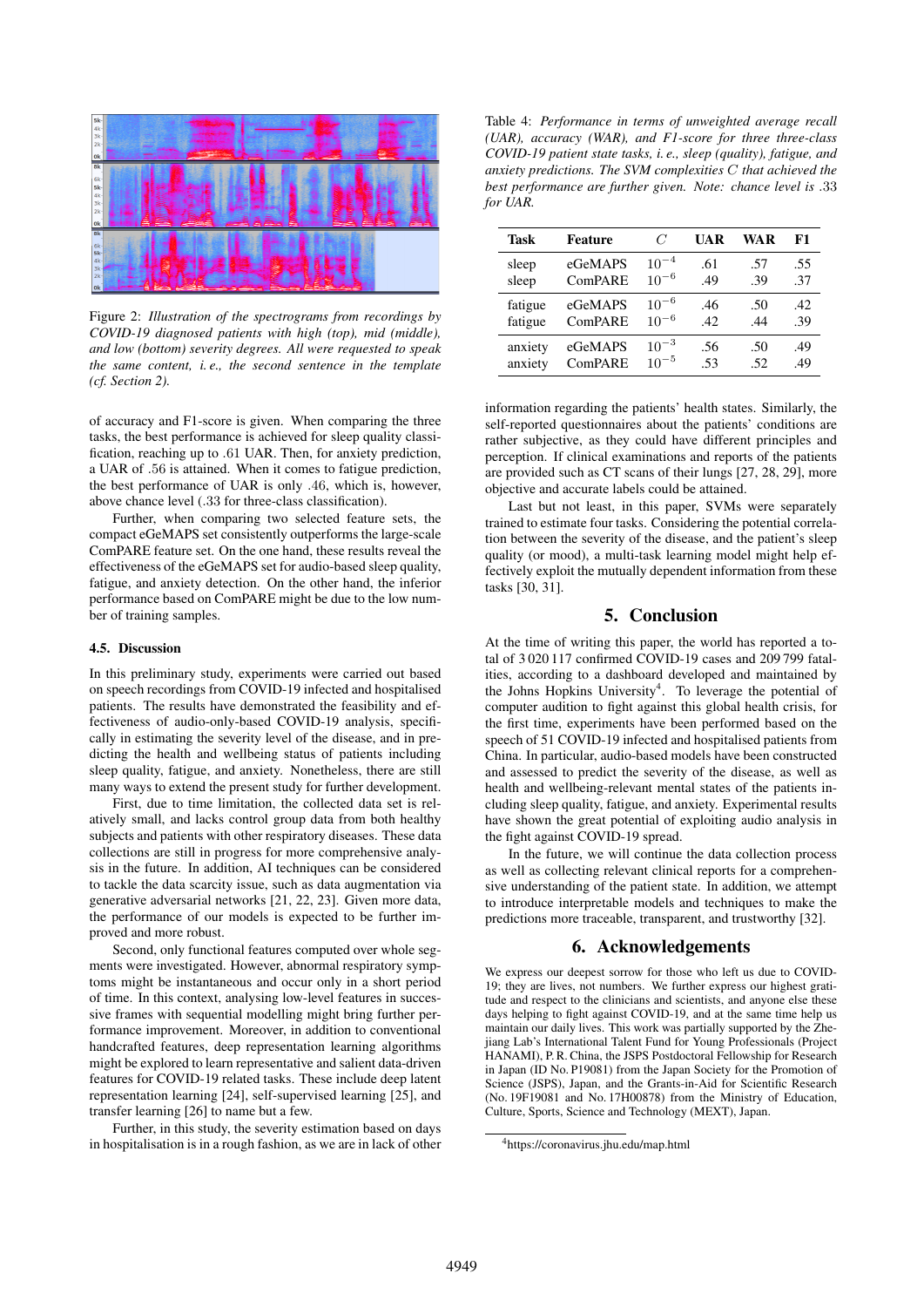Figure 2: *Illustration of the spectrograms from recordings by COVID-19 diagnosed patients with high (top), mid (middle), and low (bottom) severity degrees. All were requested to speak the same content, i. e., the second sentence in the template (cf. Section 2).*

of accuracy and F1-score is given. When comparing the three tasks, the best performance is achieved for sleep quality classification, reaching up to .61 UAR. Then, for anxiety prediction, a UAR of .56 is attained. When it comes to fatigue prediction, the best performance of UAR is only .46, which is, however, above chance level (.33 for three-class classification).

Further, when comparing two selected feature sets, the compact eGeMAPS set consistently outperforms the large-scale ComPARE feature set. On the one hand, these results reveal the effectiveness of the eGeMAPS set for audio-based sleep quality, fatigue, and anxiety detection. On the other hand, the inferior performance based on ComPARE might be due to the low number of training samples.

### 4.5. Discussion

In this preliminary study, experiments were carried out based on speech recordings from COVID-19 infected and hospitalised patients. The results have demonstrated the feasibility and effectiveness of audio-only-based COVID-19 analysis, specifically in estimating the severity level of the disease, and in predicting the health and wellbeing status of patients including sleep quality, fatigue, and anxiety. Nonetheless, there are still many ways to extend the present study for further development.

First, due to time limitation, the collected data set is relatively small, and lacks control group data from both healthy subjects and patients with other respiratory diseases. These data collections are still in progress for more comprehensive analysis in the future. In addition, AI techniques can be considered to tackle the data scarcity issue, such as data augmentation via generative adversarial networks [21, 22, 23]. Given more data, the performance of our models is expected to be further improved and more robust.

Second, only functional features computed over whole segments were investigated. However, abnormal respiratory symptoms might be instantaneous and occur only in a short period of time. In this context, analysing low-level features in successive frames with sequential modelling might bring further performance improvement. Moreover, in addition to conventional handcrafted features, deep representation learning algorithms might be explored to learn representative and salient data-driven features for COVID-19 related tasks. These include deep latent representation learning [24], self-supervised learning [25], and transfer learning [26] to name but a few.

Further, in this study, the severity estimation based on days in hospitalisation is in a rough fashion, as we are in lack of other information regarding the patients' health states. Similarly, the self-reported questionnaires about the patients' conditions are rather subjective, as they could have different principles and perception. If clinical examinations and reports of the patients are provided such as CT scans of their lungs [27, 28, 29], more objective and accurate labels could be attained.

Last but not least, in this paper, SVMs were separately trained to estimate four tasks. Considering the potential correlation between the severity of the disease, and the patient's sleep quality (or mood), a multi-task learning model might help effectively exploit the mutually dependent information from these tasks [30, 31].

Table 4: *Performance in terms of unweighted average recall (UAR), accuracy (WAR), and F1-score for three three-class COVID-19 patient state tasks, i. e., sleep (quality), fatigue, and anxiety predictions. The SVM complexities $C$ that achieved the best performance are further given. Note: chance level is .33 for UAR.*

| Task | Feature | $C$ | UAR | WAR | F1 |
|---|---|---|---|---|---|
| sleep | eGeMAPS | $10^{-4}$ | .61 | .57 | .55 |
| sleep | ComPARE | $10^{-6}$ | .49 | .39 | .37 |
| fatigue | eGeMAPS | $10^{-6}$ | .46 | .50 | .42 |
| fatigue | ComPARE | $10^{-6}$ | .42 | .44 | .39 |
| anxiety | eGeMAPS | $10^{-3}$ | .56 | .50 | .49 |
| anxiety | ComPARE | $10^{-5}$ | .53 | .52 | .49 |

## 5. Conclusion

At the time of writing this paper, the world has reported a total of 3 020 117 confirmed COVID-19 cases and 209 799 fatalities, according to a dashboard developed and maintained by the Johns Hopkins University[4]. To leverage the potential of computer audition to fight against this global health crisis, for the first time, experiments have been performed based on the speech of 51 COVID-19 infected and hospitalised patients from China. In particular, audio-based models have been constructed and assessed to predict the severity of the disease, as well as health and wellbeing-relevant mental states of the patients including sleep quality, fatigue, and anxiety. Experimental results have shown the great potential of exploiting audio analysis in the fight against COVID-19 spread.

In the future, we will continue the data collection process as well as collecting relevant clinical reports for a comprehensive understanding of the patient state. In addition, we attempt to introduce interpretable models and techniques to make the predictions more traceable, transparent, and trustworthy [32].

## 6. Acknowledgements

We express our deepest sorrow for those who left us due to COVID-19; they are lives, not numbers. We further express our highest gratitude and respect to the clinicians and scientists, and anyone else these days helping to fight against COVID-19, and at the same time help us maintain our daily lives. This work was partially supported by the Zhejiang Lab's International Talent Fund for Young Professionals (Project HANAMI), P. R. China, the JSPS Postdoctoral Fellowship for Research in Japan (ID No. P19081) from the Japan Society for the Promotion of Science (JSPS), Japan, and the Grants-in-Aid for Scientific Research (No. 19F19081 and No. 17H00878) from the Ministry of Education, Culture, Sports, Science and Technology (MEXT), Japan.

[4] https://coronavirus.jhu.edu/map.html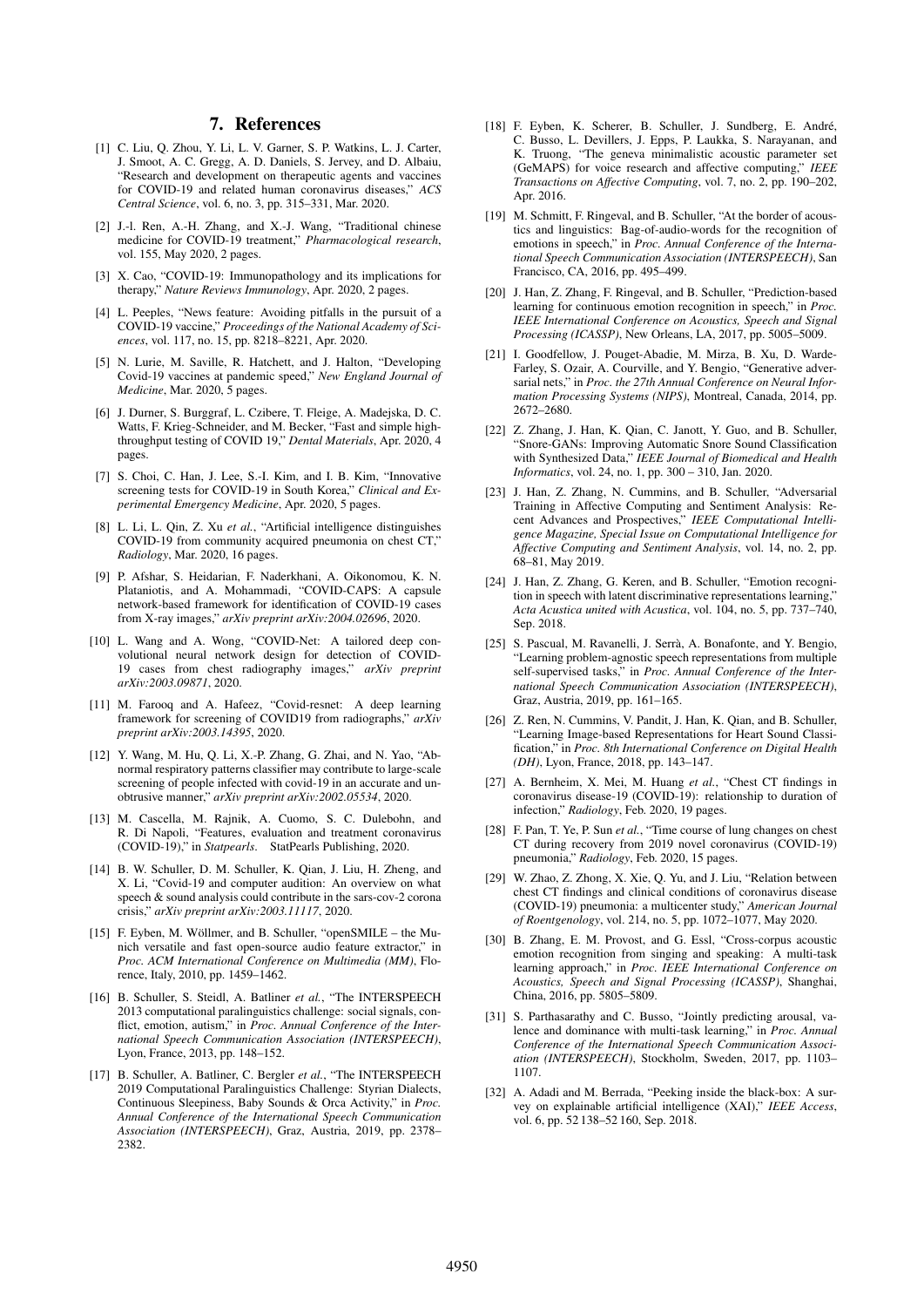# 7. References

[1] C. Liu, Q. Zhou, Y. Li, L. V. Garner, S. P. Watkins, L. J. Carter, J. Smoot, A. C. Gregg, A. D. Daniels, S. Jervey, and D. Albaiu, "Research and development on therapeutic agents and vaccines for COVID-19 and related human coronavirus diseases," *ACS Central Science*, vol. 6, no. 3, pp. 315–331, Mar. 2020.

[2] J.-l. Ren, A.-H. Zhang, and X.-J. Wang, "Traditional chinese medicine for COVID-19 treatment," *Pharmacological research*, vol. 155, May 2020, 2 pages.

[3] X. Cao, "COVID-19: Immunopathology and its implications for therapy," *Nature Reviews Immunology*, Apr. 2020, 2 pages.

[4] L. Peeples, "News feature: Avoiding pitfalls in the pursuit of a COVID-19 vaccine," *Proceedings of the National Academy of Sciences*, vol. 117, no. 15, pp. 8218–8221, Apr. 2020.

[5] N. Lurie, M. Saville, R. Hatchett, and J. Halton, "Developing Covid-19 vaccines at pandemic speed," *New England Journal of Medicine*, Mar. 2020, 5 pages.

[6] J. Durner, S. Burggraf, L. Czibere, T. Fleige, A. Madejska, D. C. Watts, F. Krieg-Schneider, and M. Becker, "Fast and simple high-throughput testing of COVID 19," *Dental Materials*, Apr. 2020, 4 pages.

[7] S. Choi, C. Han, J. Lee, S.-I. Kim, and I. B. Kim, "Innovative screening tests for COVID-19 in South Korea," *Clinical and Experimental Emergency Medicine*, Apr. 2020, 5 pages.

[8] L. Li, L. Qin, Z. Xu *et al.*, "Artificial intelligence distinguishes COVID-19 from community acquired pneumonia on chest CT," *Radiology*, Mar. 2020, 16 pages.

[9] P. Afshar, S. Heidarian, F. Naderkhani, A. Oikonomou, K. N. Plataniotis, and A. Mohammadi, "COVID-CAPS: A capsule network-based framework for identification of COVID-19 cases from X-ray images," *arXiv preprint arXiv:2004.02696*, 2020.

[10] L. Wang and A. Wong, "COVID-Net: A tailored deep convolutional neural network design for detection of COVID-19 cases from chest radiography images," *arXiv preprint arXiv:2003.09871*, 2020.

[11] M. Farooq and A. Hafeez, "Covid-resnet: A deep learning framework for screening of COVID19 from radiographs," *arXiv preprint arXiv:2003.14395*, 2020.

[12] Y. Wang, M. Hu, Q. Li, X.-P. Zhang, G. Zhai, and N. Yao, "Abnormal respiratory patterns classifier may contribute to large-scale screening of people infected with covid-19 in an accurate and unobtrusive manner," *arXiv preprint arXiv:2002.05534*, 2020.

[13] M. Cascella, M. Rajnik, A. Cuomo, S. C. Dulebohn, and R. Di Napoli, "Features, evaluation and treatment coronavirus (COVID-19)," in *Statpearls*. StatPearls Publishing, 2020.

[14] B. W. Schuller, D. M. Schuller, K. Qian, J. Liu, H. Zheng, and X. Li, "Covid-19 and computer audition: An overview on what speech & sound analysis could contribute in the sars-cov-2 corona crisis," *arXiv preprint arXiv:2003.11117*, 2020.

[15] F. Eyben, M. Wöllmer, and B. Schuller, "openSMILE – the Munich versatile and fast open-source audio feature extractor," in *Proc. ACM International Conference on Multimedia (MM)*, Florence, Italy, 2010, pp. 1459–1462.

[16] B. Schuller, S. Steidl, A. Batliner *et al.*, "The INTERSPEECH 2013 computational paralinguistics challenge: social signals, conflict, emotion, autism," in *Proc. Annual Conference of the International Speech Communication Association (INTERSPEECH)*, Lyon, France, 2013, pp. 148–152.

[17] B. Schuller, A. Batliner, C. Bergler *et al.*, "The INTERSPEECH 2019 Computational Paralinguistics Challenge: Styrian Dialects, Continuous Sleepiness, Baby Sounds & Orca Activity," in *Proc. Annual Conference of the International Speech Communication Association (INTERSPEECH)*, Graz, Austria, 2019, pp. 2378–2382.

[18] F. Eyben, K. Scherer, B. Schuller, J. Sundberg, E. André, C. Busso, L. Devillers, J. Epps, P. Laukka, S. Narayanan, and K. Truong, "The geneva minimalistic acoustic parameter set (GeMAPS) for voice research and affective computing," *IEEE Transactions on Affective Computing*, vol. 7, no. 2, pp. 190–202, Apr. 2016.

[19] M. Schmitt, F. Ringeval, and B. Schuller, "At the border of acoustics and linguistics: Bag-of-audio-words for the recognition of emotions in speech," in *Proc. Annual Conference of the International Speech Communication Association (INTERSPEECH)*, San Francisco, CA, 2016, pp. 495–499.

[20] J. Han, Z. Zhang, F. Ringeval, and B. Schuller, "Prediction-based learning for continuous emotion recognition in speech," in *Proc. IEEE International Conference on Acoustics, Speech and Signal Processing (ICASSP)*, New Orleans, LA, 2017, pp. 5005–5009.

[21] I. Goodfellow, J. Pouget-Abadie, M. Mirza, B. Xu, D. Warde-Farley, S. Ozair, A. Courville, and Y. Bengio, "Generative adversarial nets," in *Proc. the 27th Annual Conference on Neural Information Processing Systems (NIPS)*, Montreal, Canada, 2014, pp. 2672–2680.

[22] Z. Zhang, J. Han, K. Qian, C. Janott, Y. Guo, and B. Schuller, "Snore-GANs: Improving Automatic Snore Sound Classification with Synthesized Data," *IEEE Journal of Biomedical and Health Informatics*, vol. 24, no. 1, pp. 300 – 310, Jan. 2020.

[23] J. Han, Z. Zhang, N. Cummins, and B. Schuller, "Adversarial Training in Affective Computing and Sentiment Analysis: Recent Advances and Prospectives," *IEEE Computational Intelligence Magazine, Special Issue on Computational Intelligence for Affective Computing and Sentiment Analysis*, vol. 14, no. 2, pp. 68–81, May 2019.

[24] J. Han, Z. Zhang, G. Keren, and B. Schuller, "Emotion recognition in speech with latent discriminative representations learning," *Acta Acustica united with Acustica*, vol. 104, no. 5, pp. 737–740, Sep. 2018.

[25] S. Pascual, M. Ravanelli, J. Serrà, A. Bonafonte, and Y. Bengio, "Learning problem-agnostic speech representations from multiple self-supervised tasks," in *Proc. Annual Conference of the International Speech Communication Association (INTERSPEECH)*, Graz, Austria, 2019, pp. 161–165.

[26] Z. Ren, N. Cummins, V. Pandit, J. Han, K. Qian, and B. Schuller, "Learning Image-based Representations for Heart Sound Classification," in *Proc. 8th International Conference on Digital Health (DH)*, Lyon, France, 2018, pp. 143–147.

[27] A. Bernheim, X. Mei, M. Huang *et al.*, "Chest CT findings in coronavirus disease-19 (COVID-19): relationship to duration of infection," *Radiology*, Feb. 2020, 19 pages.

[28] F. Pan, T. Ye, P. Sun *et al.*, "Time course of lung changes on chest CT during recovery from 2019 novel coronavirus (COVID-19) pneumonia," *Radiology*, Feb. 2020, 15 pages.

[29] W. Zhao, Z. Zhong, X. Xie, Q. Yu, and J. Liu, "Relation between chest CT findings and clinical conditions of coronavirus disease (COVID-19) pneumonia: a multicenter study," *American Journal of Roentgenology*, vol. 214, no. 5, pp. 1072–1077, May 2020.

[30] B. Zhang, E. M. Provost, and G. Essl, "Cross-corpus acoustic emotion recognition from singing and speaking: A multi-task learning approach," in *Proc. IEEE International Conference on Acoustics, Speech and Signal Processing (ICASSP)*, Shanghai, China, 2016, pp. 5805–5809.

[31] S. Parthasarathy and C. Busso, "Jointly predicting arousal, valence and dominance with multi-task learning," in *Proc. Annual Conference of the International Speech Communication Association (INTERSPEECH)*, Stockholm, Sweden, 2017, pp. 1103–1107.

[32] A. Adadi and M. Berrada, "Peeking inside the black-box: A survey on explainable artificial intelligence (XAI)," *IEEE Access*, vol. 6, pp. 52 138–52 160, Sep. 2018.